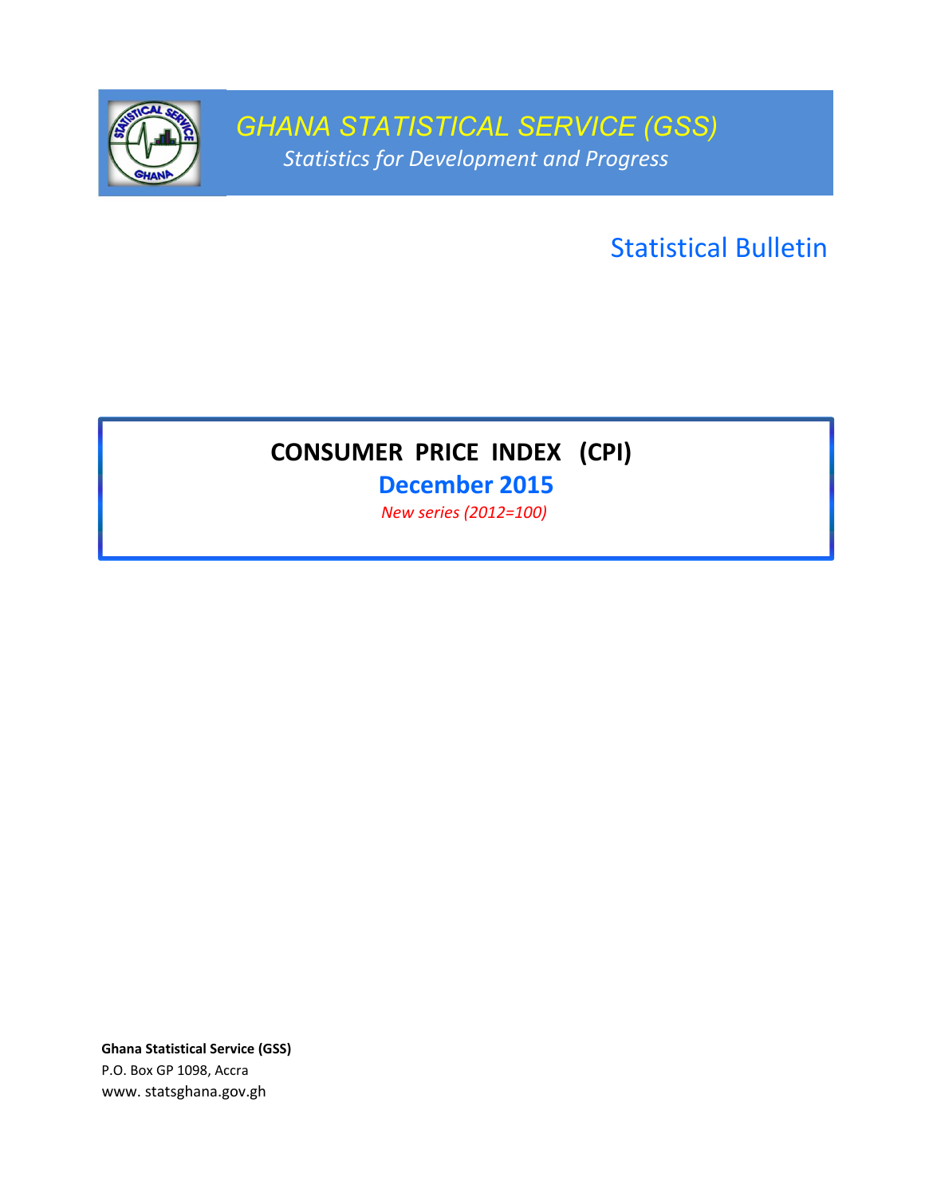# GHANA STATISTICAL SERVICE (GSS)

*Statistics for Development and Progress*

## Statistical Bulletin

# CONSUMER PRICE INDEX (CPI)

## December 2015

*New series (2012=100)*

**Ghana Statistical Service (GSS)**
P.O. Box GP 1098, Accra
www. statsghana.gov.gh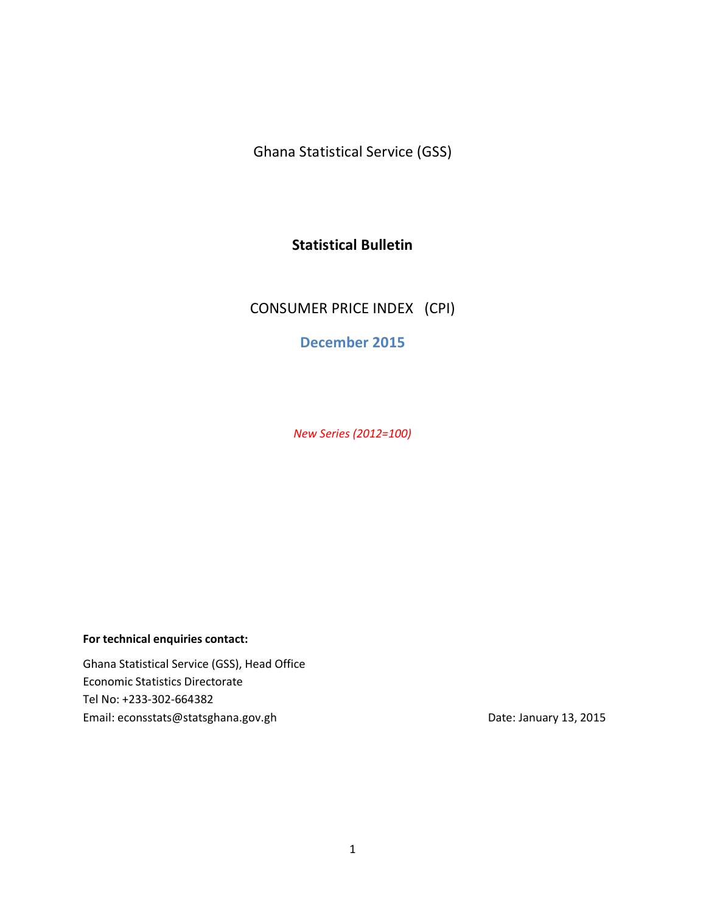Ghana Statistical Service (GSS)

# Statistical Bulletin

CONSUMER PRICE INDEX (CPI)

**December 2015**

*New Series (2012=100)*

**For technical enquiries contact:**

Ghana Statistical Service (GSS), Head Office
Economic Statistics Directorate
Tel No: +233-302-664382
Email: econsstats@statsghana.gov.gh

Date: January 13, 2015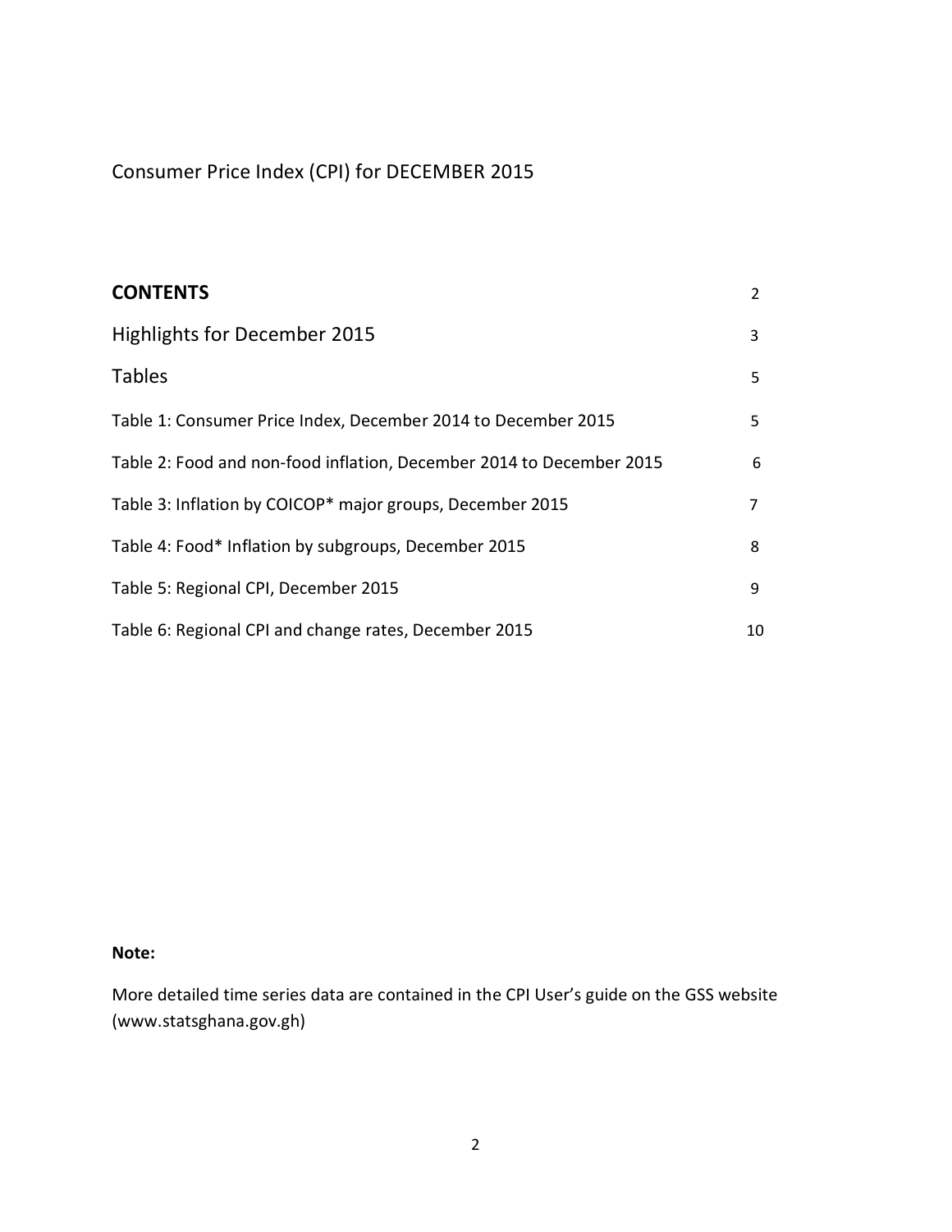Consumer Price Index (CPI) for DECEMBER 2015

| **CONTENTS** | 2 |
|---|---|
| Highlights for December 2015 | 3 |
| Tables | 5 |
| Table 1: Consumer Price Index, December 2014 to December 2015 | 5 |
| Table 2: Food and non-food inflation, December 2014 to December 2015 | 6 |
| Table 3: Inflation by COICOP* major groups, December 2015 | 7 |
| Table 4: Food* Inflation by subgroups, December 2015 | 8 |
| Table 5: Regional CPI, December 2015 | 9 |
| Table 6: Regional CPI and change rates, December 2015 | 10 |

**Note:**

More detailed time series data are contained in the CPI User's guide on the GSS website (www.statsghana.gov.gh)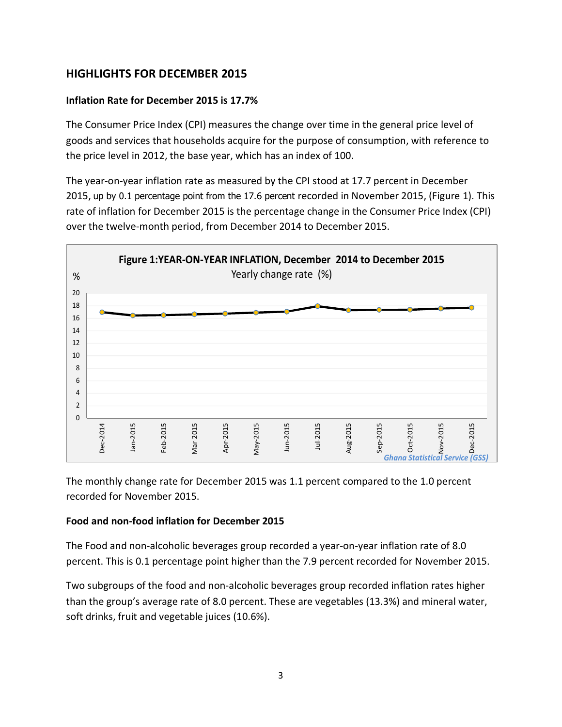## HIGHLIGHTS FOR DECEMBER 2015

### Inflation Rate for December 2015 is 17.7%

The Consumer Price Index (CPI) measures the change over time in the general price level of goods and services that households acquire for the purpose of consumption, with reference to the price level in 2012, the base year, which has an index of 100.

The year-on-year inflation rate as measured by the CPI stood at 17.7 percent in December 2015, up by 0.1 percentage point from the 17.6 percent recorded in November 2015, (Figure 1). This rate of inflation for December 2015 is the percentage change in the Consumer Price Index (CPI) over the twelve-month period, from December 2014 to December 2015.

**Figure 1:YEAR-ON-YEAR INFLATION, December 2014 to December 2015**

Yearly change rate (%)

*Ghana Statistical Service (GSS)*

The monthly change rate for December 2015 was 1.1 percent compared to the 1.0 percent recorded for November 2015.

### Food and non-food inflation for December 2015

The Food and non-alcoholic beverages group recorded a year-on-year inflation rate of 8.0 percent. This is 0.1 percentage point higher than the 7.9 percent recorded for November 2015.

Two subgroups of the food and non-alcoholic beverages group recorded inflation rates higher than the group's average rate of 8.0 percent. These are vegetables (13.3%) and mineral water, soft drinks, fruit and vegetable juices (10.6%).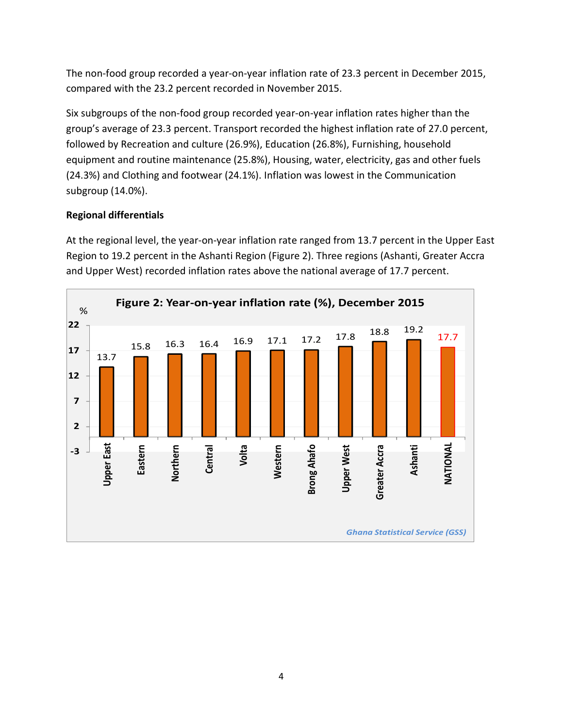The non-food group recorded a year-on-year inflation rate of 23.3 percent in December 2015, compared with the 23.2 percent recorded in November 2015.

Six subgroups of the non-food group recorded year-on-year inflation rates higher than the group's average of 23.3 percent. Transport recorded the highest inflation rate of 27.0 percent, followed by Recreation and culture (26.9%), Education (26.8%), Furnishing, household equipment and routine maintenance (25.8%), Housing, water, electricity, gas and other fuels (24.3%) and Clothing and footwear (24.1%). Inflation was lowest in the Communication subgroup (14.0%).

**Regional differentials**

At the regional level, the year-on-year inflation rate ranged from 13.7 percent in the Upper East Region to 19.2 percent in the Ashanti Region (Figure 2). Three regions (Ashanti, Greater Accra and Upper West) recorded inflation rates above the national average of 17.7 percent.

**Figure 2: Year-on-year inflation rate (%), December 2015**

| Region | % |
|---|---|
| Upper East | 13.7 |
| Eastern | 15.8 |
| Northern | 16.3 |
| Central | 16.4 |
| Volta | 16.9 |
| Western | 17.1 |
| Brong Ahafo | 17.2 |
| Upper West | 17.8 |
| Greater Accra | 18.8 |
| Ashanti | 19.2 |
| NATIONAL | 17.7 |

*Ghana Statistical Service (GSS)*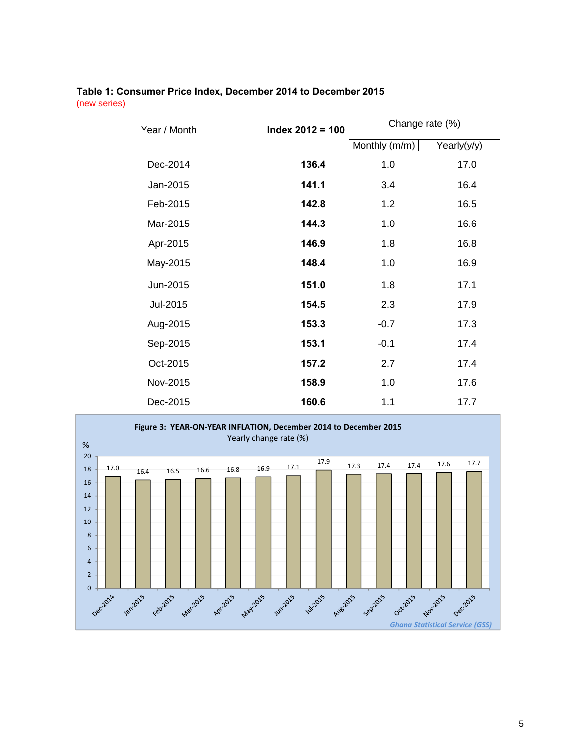**Table 1: Consumer Price Index, December 2014 to December 2015**
(new series)

| Year / Month | Index 2012 = 100 | Change rate (%) | |
|---|---|---|---|
| | | Monthly (m/m) | Yearly(y/y) |
| Dec-2014 | **136.4** | 1.0 | 17.0 |
| Jan-2015 | **141.1** | 3.4 | 16.4 |
| Feb-2015 | **142.8** | 1.2 | 16.5 |
| Mar-2015 | **144.3** | 1.0 | 16.6 |
| Apr-2015 | **146.9** | 1.8 | 16.8 |
| May-2015 | **148.4** | 1.0 | 16.9 |
| Jun-2015 | **151.0** | 1.8 | 17.1 |
| Jul-2015 | **154.5** | 2.3 | 17.9 |
| Aug-2015 | **153.3** | -0.7 | 17.3 |
| Sep-2015 | **153.1** | -0.1 | 17.4 |
| Oct-2015 | **157.2** | 2.7 | 17.4 |
| Nov-2015 | **158.9** | 1.0 | 17.6 |
| Dec-2015 | **160.6** | 1.1 | 17.7 |

**Figure 3: YEAR-ON-YEAR INFLATION, December 2014 to December 2015**

Yearly change rate (%)

| Month | % |
|---|---|
| Dec-2014 | 17.0 |
| Jan-2015 | 16.4 |
| Feb-2015 | 16.5 |
| Mar-2015 | 16.6 |
| Apr-2015 | 16.8 |
| May-2015 | 16.9 |
| Jun-2015 | 17.1 |
| Jul-2015 | 17.9 |
| Aug-2015 | 17.3 |
| Sep-2015 | 17.4 |
| Oct-2015 | 17.4 |
| Nov-2015 | 17.6 |
| Dec-2015 | 17.7 |

*Ghana Statistical Service (GSS)*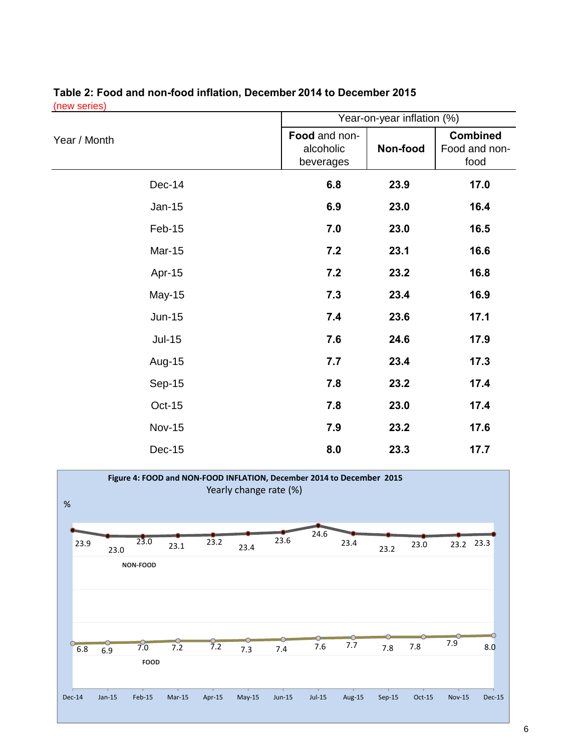**Table 2: Food and non-food inflation, December 2014 to December 2015**
(new series)

| Year / Month | Year-on-year inflation (%) | | |
|---|---|---|---|
| | **Food** and non-alcoholic beverages | **Non-food** | **Combined** Food and non-food |
| Dec-14 | **6.8** | **23.9** | **17.0** |
| Jan-15 | **6.9** | **23.0** | **16.4** |
| Feb-15 | **7.0** | **23.0** | **16.5** |
| Mar-15 | **7.2** | **23.1** | **16.6** |
| Apr-15 | **7.2** | **23.2** | **16.8** |
| May-15 | **7.3** | **23.4** | **16.9** |
| Jun-15 | **7.4** | **23.6** | **17.1** |
| Jul-15 | **7.6** | **24.6** | **17.9** |
| Aug-15 | **7.7** | **23.4** | **17.3** |
| Sep-15 | **7.8** | **23.2** | **17.4** |
| Oct-15 | **7.8** | **23.0** | **17.4** |
| Nov-15 | **7.9** | **23.2** | **17.6** |
| Dec-15 | **8.0** | **23.3** | **17.7** |

**Figure 4: FOOD and NON-FOOD INFLATION, December 2014 to December 2015**
Yearly change rate (%)

| % | Dec-14 | Jan-15 | Feb-15 | Mar-15 | Apr-15 | May-15 | Jun-15 | Jul-15 | Aug-15 | Sep-15 | Oct-15 | Nov-15 | Dec-15 |
|---|---|---|---|---|---|---|---|---|---|---|---|---|---|
| NON-FOOD | 23.9 | 23.0 | 23.0 | 23.1 | 23.2 | 23.4 | 23.6 | 24.6 | 23.4 | 23.2 | 23.0 | 23.2 | 23.3 |
| FOOD | 6.8 | 6.9 | 7.0 | 7.2 | 7.2 | 7.3 | 7.4 | 7.6 | 7.7 | 7.8 | 7.8 | 7.9 | 8.0 |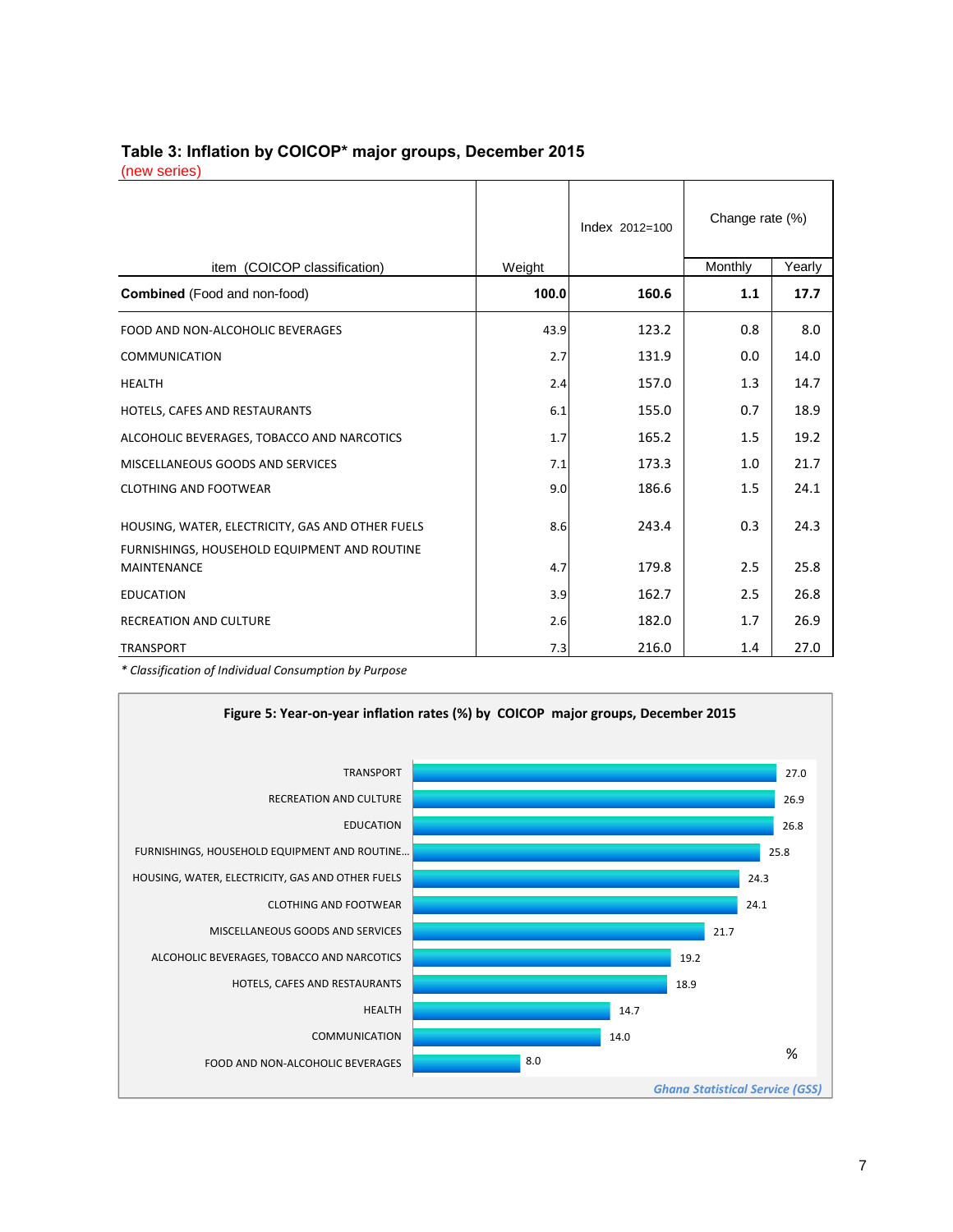**Table 3: Inflation by COICOP* major groups, December 2015**
(new series)

| item (COICOP classification) | Weight | Index 2012=100 | Change rate (%) | |
|---|---|---|---|---|
| | | | Monthly | Yearly |
| **Combined** (Food and non-food) | **100.0** | **160.6** | **1.1** | **17.7** |
| FOOD AND NON-ALCOHOLIC BEVERAGES | 43.9 | 123.2 | 0.8 | 8.0 |
| COMMUNICATION | 2.7 | 131.9 | 0.0 | 14.0 |
| HEALTH | 2.4 | 157.0 | 1.3 | 14.7 |
| HOTELS, CAFES AND RESTAURANTS | 6.1 | 155.0 | 0.7 | 18.9 |
| ALCOHOLIC BEVERAGES, TOBACCO AND NARCOTICS | 1.7 | 165.2 | 1.5 | 19.2 |
| MISCELLANEOUS GOODS AND SERVICES | 7.1 | 173.3 | 1.0 | 21.7 |
| CLOTHING AND FOOTWEAR | 9.0 | 186.6 | 1.5 | 24.1 |
| HOUSING, WATER, ELECTRICITY, GAS AND OTHER FUELS | 8.6 | 243.4 | 0.3 | 24.3 |
| FURNISHINGS, HOUSEHOLD EQUIPMENT AND ROUTINE MAINTENANCE | 4.7 | 179.8 | 2.5 | 25.8 |
| EDUCATION | 3.9 | 162.7 | 2.5 | 26.8 |
| RECREATION AND CULTURE | 2.6 | 182.0 | 1.7 | 26.9 |
| TRANSPORT | 7.3 | 216.0 | 1.4 | 27.0 |

*\* Classification of Individual Consumption by Purpose*

**Figure 5: Year-on-year inflation rates (%) by COICOP major groups, December 2015**

| Group | % |
|---|---|
| TRANSPORT | 27.0 |
| RECREATION AND CULTURE | 26.9 |
| EDUCATION | 26.8 |
| FURNISHINGS, HOUSEHOLD EQUIPMENT AND ROUTINE... | 25.8 |
| HOUSING, WATER, ELECTRICITY, GAS AND OTHER FUELS | 24.3 |
| CLOTHING AND FOOTWEAR | 24.1 |
| MISCELLANEOUS GOODS AND SERVICES | 21.7 |
| ALCOHOLIC BEVERAGES, TOBACCO AND NARCOTICS | 19.2 |
| HOTELS, CAFES AND RESTAURANTS | 18.9 |
| HEALTH | 14.7 |
| COMMUNICATION | 14.0 |
| FOOD AND NON-ALCOHOLIC BEVERAGES | 8.0 |

*Ghana Statistical Service (GSS)*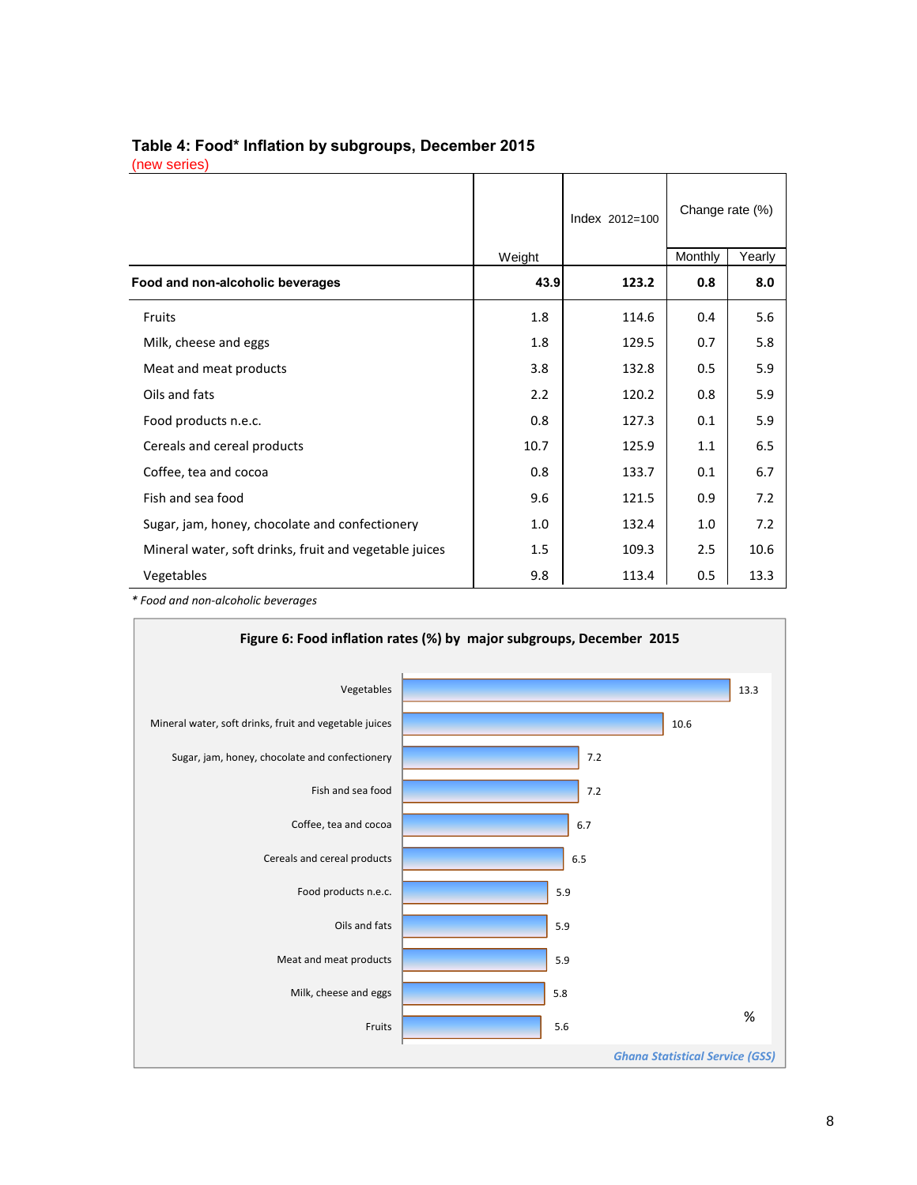### Table 4: Food* Inflation by subgroups, December 2015
(new series)

| | Weight | Index 2012=100 | Change rate (%) | |
|---|---|---|---|---|
| | | | Monthly | Yearly |
| **Food and non-alcoholic beverages** | **43.9** | **123.2** | **0.8** | **8.0** |
| Fruits | 1.8 | 114.6 | 0.4 | 5.6 |
| Milk, cheese and eggs | 1.8 | 129.5 | 0.7 | 5.8 |
| Meat and meat products | 3.8 | 132.8 | 0.5 | 5.9 |
| Oils and fats | 2.2 | 120.2 | 0.8 | 5.9 |
| Food products n.e.c. | 0.8 | 127.3 | 0.1 | 5.9 |
| Cereals and cereal products | 10.7 | 125.9 | 1.1 | 6.5 |
| Coffee, tea and cocoa | 0.8 | 133.7 | 0.1 | 6.7 |
| Fish and sea food | 9.6 | 121.5 | 0.9 | 7.2 |
| Sugar, jam, honey, chocolate and confectionery | 1.0 | 132.4 | 1.0 | 7.2 |
| Mineral water, soft drinks, fruit and vegetable juices | 1.5 | 109.3 | 2.5 | 10.6 |
| Vegetables | 9.8 | 113.4 | 0.5 | 13.3 |

*\* Food and non-alcoholic beverages*

**Figure 6: Food inflation rates (%) by major subgroups, December 2015**

| Subgroup | % |
|---|---|
| Vegetables | 13.3 |
| Mineral water, soft drinks, fruit and vegetable juices | 10.6 |
| Sugar, jam, honey, chocolate and confectionery | 7.2 |
| Fish and sea food | 7.2 |
| Coffee, tea and cocoa | 6.7 |
| Cereals and cereal products | 6.5 |
| Food products n.e.c. | 5.9 |
| Oils and fats | 5.9 |
| Meat and meat products | 5.9 |
| Milk, cheese and eggs | 5.8 |
| Fruits | 5.6 |

*Ghana Statistical Service (GSS)*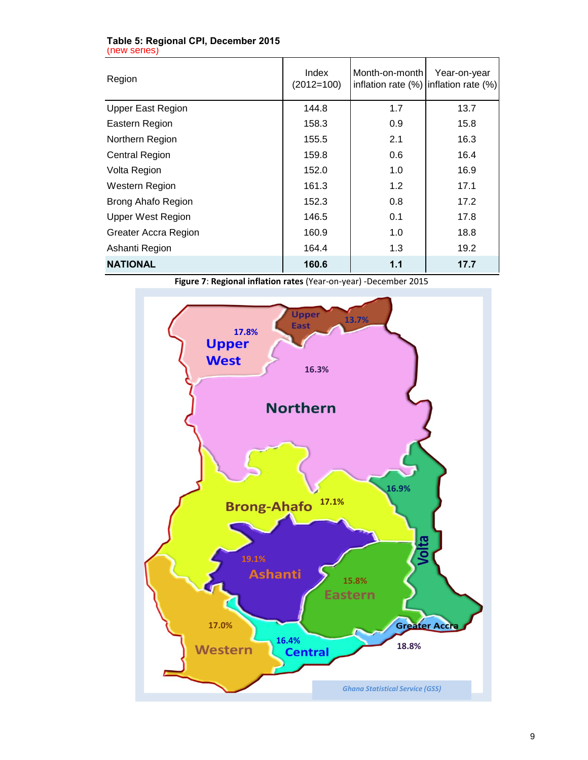**Table 5: Regional CPI, December 2015**
(new series)

| Region | Index (2012=100) | Month-on-month inflation rate (%) | Year-on-year inflation rate (%) |
|---|---|---|---|
| Upper East Region | 144.8 | 1.7 | 13.7 |
| Eastern Region | 158.3 | 0.9 | 15.8 |
| Northern Region | 155.5 | 2.1 | 16.3 |
| Central Region | 159.8 | 0.6 | 16.4 |
| Volta Region | 152.0 | 1.0 | 16.9 |
| Western Region | 161.3 | 1.2 | 17.1 |
| Brong Ahafo Region | 152.3 | 0.8 | 17.2 |
| Upper West Region | 146.5 | 0.1 | 17.8 |
| Greater Accra Region | 160.9 | 1.0 | 18.8 |
| Ashanti Region | 164.4 | 1.3 | 19.2 |
| **NATIONAL** | **160.6** | **1.1** | **17.7** |

**Figure 7**: **Regional inflation rates** (Year-on-year) -December 2015

Upper West 17.8%; Upper East 13.7%; Northern 16.3%; Brong-Ahafo 17.1%; Volta 16.9%; Ashanti 19.1%; Eastern 15.8%; Western 17.0%; Central 16.4%; Greater Accra 18.8%

*Ghana Statistical Service (GSS)*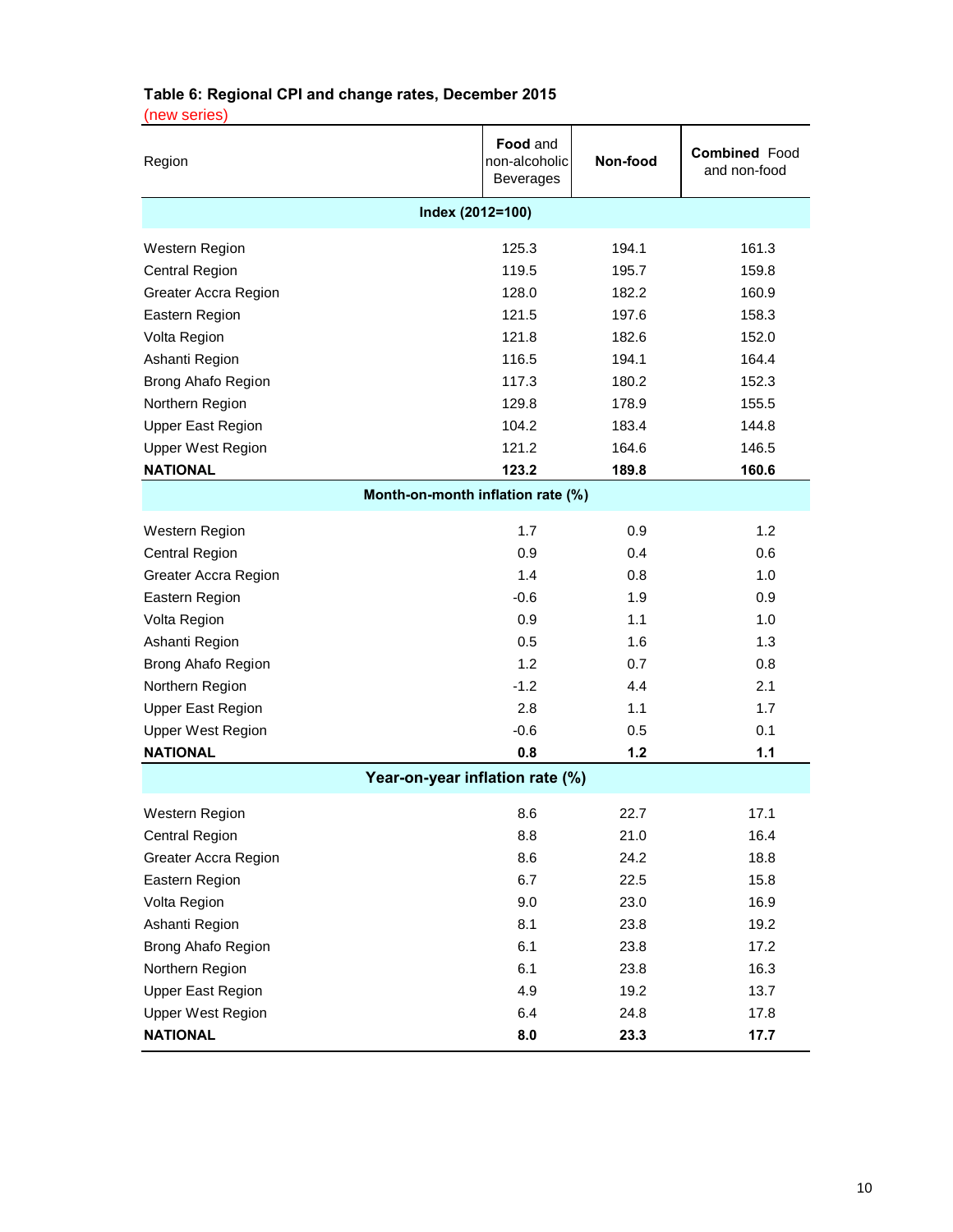**Table 6: Regional CPI and change rates, December 2015**
(new series)

| Region | **Food** and non-alcoholic Beverages | **Non-food** | **Combined** Food and non-food |
|---|---|---|---|
| **Index (2012=100)** | | | |
| Western Region | 125.3 | 194.1 | 161.3 |
| Central Region | 119.5 | 195.7 | 159.8 |
| Greater Accra Region | 128.0 | 182.2 | 160.9 |
| Eastern Region | 121.5 | 197.6 | 158.3 |
| Volta Region | 121.8 | 182.6 | 152.0 |
| Ashanti Region | 116.5 | 194.1 | 164.4 |
| Brong Ahafo Region | 117.3 | 180.2 | 152.3 |
| Northern Region | 129.8 | 178.9 | 155.5 |
| Upper East Region | 104.2 | 183.4 | 144.8 |
| Upper West Region | 121.2 | 164.6 | 146.5 |
| **NATIONAL** | **123.2** | **189.8** | **160.6** |
| **Month-on-month inflation rate (%)** | | | |
| Western Region | 1.7 | 0.9 | 1.2 |
| Central Region | 0.9 | 0.4 | 0.6 |
| Greater Accra Region | 1.4 | 0.8 | 1.0 |
| Eastern Region | -0.6 | 1.9 | 0.9 |
| Volta Region | 0.9 | 1.1 | 1.0 |
| Ashanti Region | 0.5 | 1.6 | 1.3 |
| Brong Ahafo Region | 1.2 | 0.7 | 0.8 |
| Northern Region | -1.2 | 4.4 | 2.1 |
| Upper East Region | 2.8 | 1.1 | 1.7 |
| Upper West Region | -0.6 | 0.5 | 0.1 |
| **NATIONAL** | **0.8** | **1.2** | **1.1** |
| **Year-on-year inflation rate (%)** | | | |
| Western Region | 8.6 | 22.7 | 17.1 |
| Central Region | 8.8 | 21.0 | 16.4 |
| Greater Accra Region | 8.6 | 24.2 | 18.8 |
| Eastern Region | 6.7 | 22.5 | 15.8 |
| Volta Region | 9.0 | 23.0 | 16.9 |
| Ashanti Region | 8.1 | 23.8 | 19.2 |
| Brong Ahafo Region | 6.1 | 23.8 | 17.2 |
| Northern Region | 6.1 | 23.8 | 16.3 |
| Upper East Region | 4.9 | 19.2 | 13.7 |
| Upper West Region | 6.4 | 24.8 | 17.8 |
| **NATIONAL** | **8.0** | **23.3** | **17.7** |